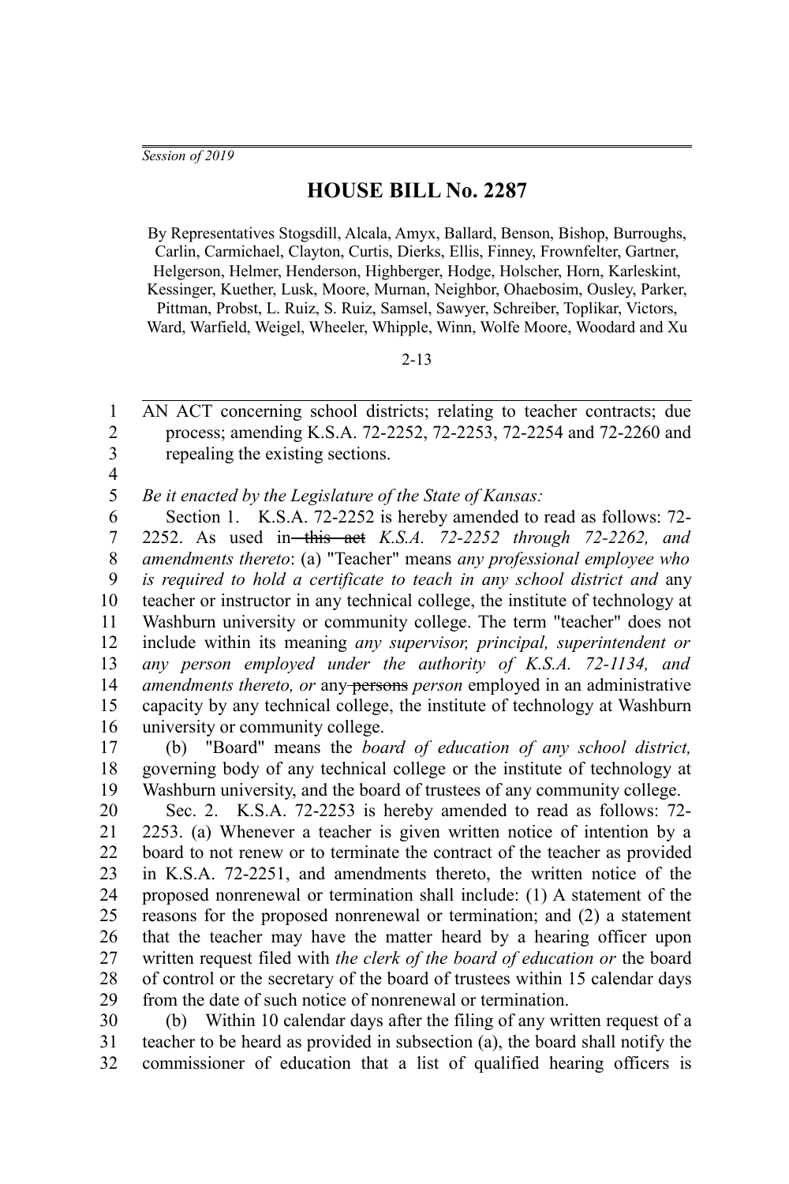*Session of 2019*

# HOUSE BILL No. 2287

By Representatives Stogsdill, Alcala, Amyx, Ballard, Benson, Bishop, Burroughs, Carlin, Carmichael, Clayton, Curtis, Dierks, Ellis, Finney, Frownfelter, Gartner, Helgerson, Helmer, Henderson, Highberger, Hodge, Holscher, Horn, Karleskint, Kessinger, Kuether, Lusk, Moore, Murnan, Neighbor, Ohaebosim, Ousley, Parker, Pittman, Probst, L. Ruiz, S. Ruiz, Samsel, Sawyer, Schreiber, Toplikar, Victors, Ward, Warfield, Weigel, Wheeler, Whipple, Winn, Wolfe Moore, Woodard and Xu

2-13

AN ACT concerning school districts; relating to teacher contracts; due process; amending K.S.A. 72-2252, 72-2253, 72-2254 and 72-2260 and repealing the existing sections.

*Be it enacted by the Legislature of the State of Kansas:*

Section 1. K.S.A. 72-2252 is hereby amended to read as follows: 72-2252. As used in ~~this act~~ *K.S.A. 72-2252 through 72-2262, and amendments thereto*: (a) "Teacher" means *any professional employee who is required to hold a certificate to teach in any school district and* any teacher or instructor in any technical college, the institute of technology at Washburn university or community college. The term "teacher" does not include within its meaning *any supervisor, principal, superintendent or any person employed under the authority of K.S.A. 72-1134, and amendments thereto, or* any ~~persons~~ *person* employed in an administrative capacity by any technical college, the institute of technology at Washburn university or community college.

(b) "Board" means the *board of education of any school district,* governing body of any technical college or the institute of technology at Washburn university, and the board of trustees of any community college.

Sec. 2. K.S.A. 72-2253 is hereby amended to read as follows: 72-2253. (a) Whenever a teacher is given written notice of intention by a board to not renew or to terminate the contract of the teacher as provided in K.S.A. 72-2251, and amendments thereto, the written notice of the proposed nonrenewal or termination shall include: (1) A statement of the reasons for the proposed nonrenewal or termination; and (2) a statement that the teacher may have the matter heard by a hearing officer upon written request filed with *the clerk of the board of education or* the board of control or the secretary of the board of trustees within 15 calendar days from the date of such notice of nonrenewal or termination.

(b) Within 10 calendar days after the filing of any written request of a teacher to be heard as provided in subsection (a), the board shall notify the commissioner of education that a list of qualified hearing officers is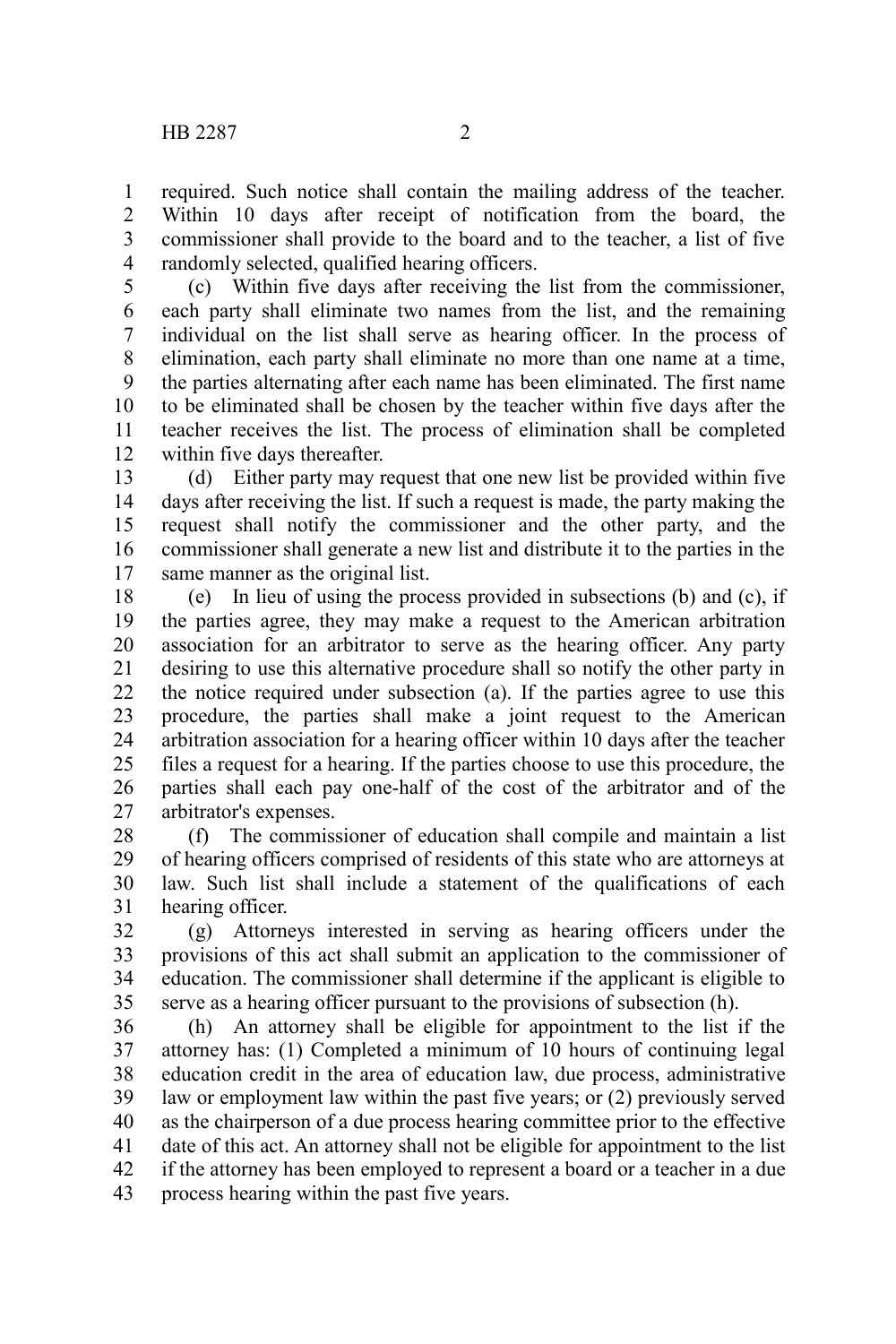required. Such notice shall contain the mailing address of the teacher. Within 10 days after receipt of notification from the board, the commissioner shall provide to the board and to the teacher, a list of five randomly selected, qualified hearing officers.

(c) Within five days after receiving the list from the commissioner, each party shall eliminate two names from the list, and the remaining individual on the list shall serve as hearing officer. In the process of elimination, each party shall eliminate no more than one name at a time, the parties alternating after each name has been eliminated. The first name to be eliminated shall be chosen by the teacher within five days after the teacher receives the list. The process of elimination shall be completed within five days thereafter.

(d) Either party may request that one new list be provided within five days after receiving the list. If such a request is made, the party making the request shall notify the commissioner and the other party, and the commissioner shall generate a new list and distribute it to the parties in the same manner as the original list.

(e) In lieu of using the process provided in subsections (b) and (c), if the parties agree, they may make a request to the American arbitration association for an arbitrator to serve as the hearing officer. Any party desiring to use this alternative procedure shall so notify the other party in the notice required under subsection (a). If the parties agree to use this procedure, the parties shall make a joint request to the American arbitration association for a hearing officer within 10 days after the teacher files a request for a hearing. If the parties choose to use this procedure, the parties shall each pay one-half of the cost of the arbitrator and of the arbitrator's expenses.

(f) The commissioner of education shall compile and maintain a list of hearing officers comprised of residents of this state who are attorneys at law. Such list shall include a statement of the qualifications of each hearing officer.

(g) Attorneys interested in serving as hearing officers under the provisions of this act shall submit an application to the commissioner of education. The commissioner shall determine if the applicant is eligible to serve as a hearing officer pursuant to the provisions of subsection (h).

(h) An attorney shall be eligible for appointment to the list if the attorney has: (1) Completed a minimum of 10 hours of continuing legal education credit in the area of education law, due process, administrative law or employment law within the past five years; or (2) previously served as the chairperson of a due process hearing committee prior to the effective date of this act. An attorney shall not be eligible for appointment to the list if the attorney has been employed to represent a board or a teacher in a due process hearing within the past five years.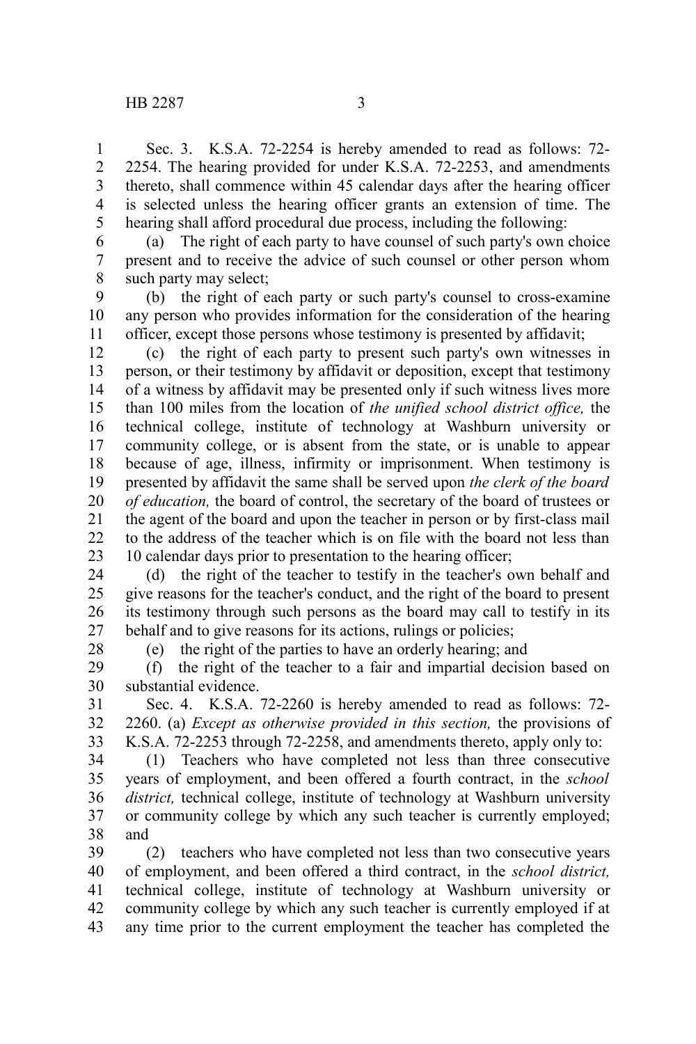Sec. 3. K.S.A. 72-2254 is hereby amended to read as follows: 72-2254. The hearing provided for under K.S.A. 72-2253, and amendments thereto, shall commence within 45 calendar days after the hearing officer is selected unless the hearing officer grants an extension of time. The hearing shall afford procedural due process, including the following:

(a) The right of each party to have counsel of such party's own choice present and to receive the advice of such counsel or other person whom such party may select;

(b) the right of each party or such party's counsel to cross-examine any person who provides information for the consideration of the hearing officer, except those persons whose testimony is presented by affidavit;

(c) the right of each party to present such party's own witnesses in person, or their testimony by affidavit or deposition, except that testimony of a witness by affidavit may be presented only if such witness lives more than 100 miles from the location of *the unified school district office,* the technical college, institute of technology at Washburn university or community college, or is absent from the state, or is unable to appear because of age, illness, infirmity or imprisonment. When testimony is presented by affidavit the same shall be served upon *the clerk of the board of education,* the board of control, the secretary of the board of trustees or the agent of the board and upon the teacher in person or by first-class mail to the address of the teacher which is on file with the board not less than 10 calendar days prior to presentation to the hearing officer;

(d) the right of the teacher to testify in the teacher's own behalf and give reasons for the teacher's conduct, and the right of the board to present its testimony through such persons as the board may call to testify in its behalf and to give reasons for its actions, rulings or policies;

(e) the right of the parties to have an orderly hearing; and

(f) the right of the teacher to a fair and impartial decision based on substantial evidence.

Sec. 4. K.S.A. 72-2260 is hereby amended to read as follows: 72-2260. (a) *Except as otherwise provided in this section,* the provisions of K.S.A. 72-2253 through 72-2258, and amendments thereto, apply only to:

(1) Teachers who have completed not less than three consecutive years of employment, and been offered a fourth contract, in the *school district,* technical college, institute of technology at Washburn university or community college by which any such teacher is currently employed; and

(2) teachers who have completed not less than two consecutive years of employment, and been offered a third contract, in the *school district,* technical college, institute of technology at Washburn university or community college by which any such teacher is currently employed if at any time prior to the current employment the teacher has completed the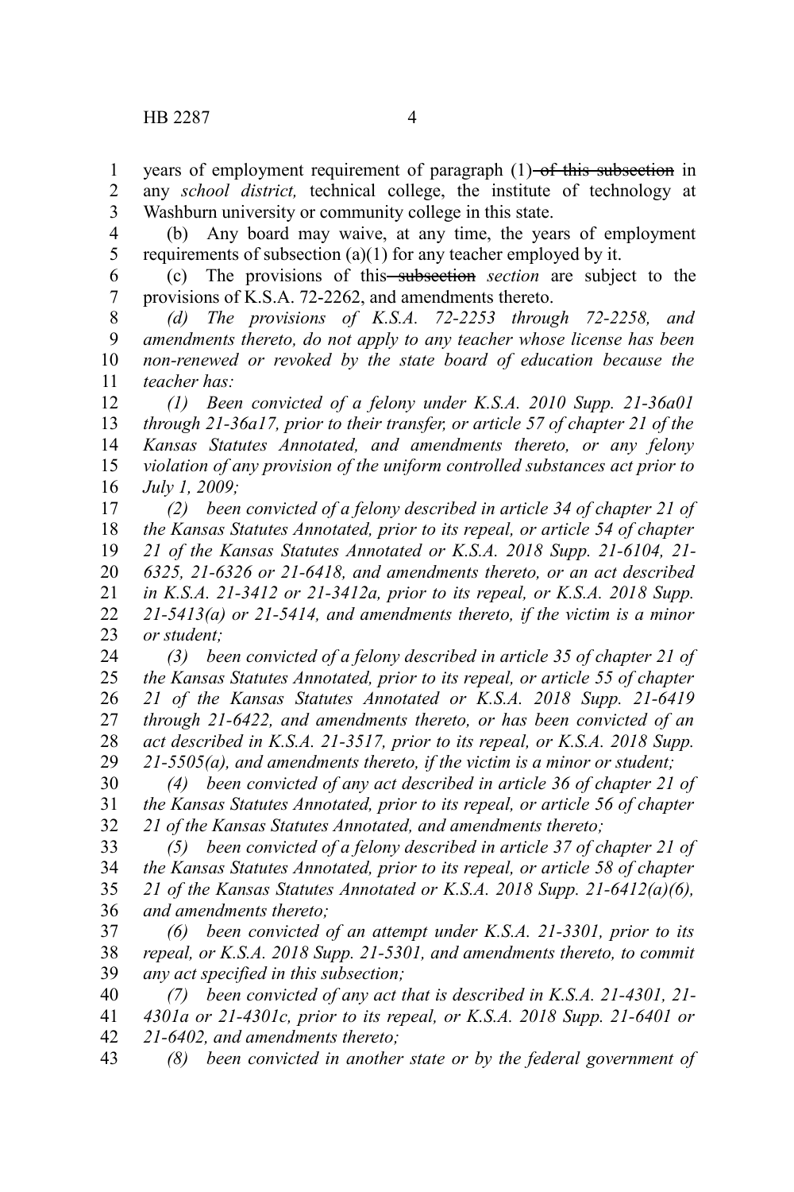years of employment requirement of paragraph (1) ~~of this subsection~~ in any *school district,* technical college, the institute of technology at Washburn university or community college in this state.

(b) Any board may waive, at any time, the years of employment requirements of subsection (a)(1) for any teacher employed by it.

(c) The provisions of this ~~subsection~~ *section* are subject to the provisions of K.S.A. 72-2262, and amendments thereto.

*(d) The provisions of K.S.A. 72-2253 through 72-2258, and amendments thereto, do not apply to any teacher whose license has been non-renewed or revoked by the state board of education because the teacher has:*

*(1) Been convicted of a felony under K.S.A. 2010 Supp. 21-36a01 through 21-36a17, prior to their transfer, or article 57 of chapter 21 of the Kansas Statutes Annotated, and amendments thereto, or any felony violation of any provision of the uniform controlled substances act prior to July 1, 2009;*

*(2) been convicted of a felony described in article 34 of chapter 21 of the Kansas Statutes Annotated, prior to its repeal, or article 54 of chapter 21 of the Kansas Statutes Annotated or K.S.A. 2018 Supp. 21-6104, 21-6325, 21-6326 or 21-6418, and amendments thereto, or an act described in K.S.A. 21-3412 or 21-3412a, prior to its repeal, or K.S.A. 2018 Supp. 21-5413(a) or 21-5414, and amendments thereto, if the victim is a minor or student;*

*(3) been convicted of a felony described in article 35 of chapter 21 of the Kansas Statutes Annotated, prior to its repeal, or article 55 of chapter 21 of the Kansas Statutes Annotated or K.S.A. 2018 Supp. 21-6419 through 21-6422, and amendments thereto, or has been convicted of an act described in K.S.A. 21-3517, prior to its repeal, or K.S.A. 2018 Supp. 21-5505(a), and amendments thereto, if the victim is a minor or student;*

*(4) been convicted of any act described in article 36 of chapter 21 of the Kansas Statutes Annotated, prior to its repeal, or article 56 of chapter 21 of the Kansas Statutes Annotated, and amendments thereto;*

*(5) been convicted of a felony described in article 37 of chapter 21 of the Kansas Statutes Annotated, prior to its repeal, or article 58 of chapter 21 of the Kansas Statutes Annotated or K.S.A. 2018 Supp. 21-6412(a)(6), and amendments thereto;*

*(6) been convicted of an attempt under K.S.A. 21-3301, prior to its repeal, or K.S.A. 2018 Supp. 21-5301, and amendments thereto, to commit any act specified in this subsection;*

*(7) been convicted of any act that is described in K.S.A. 21-4301, 21-4301a or 21-4301c, prior to its repeal, or K.S.A. 2018 Supp. 21-6401 or 21-6402, and amendments thereto;*

*(8) been convicted in another state or by the federal government of*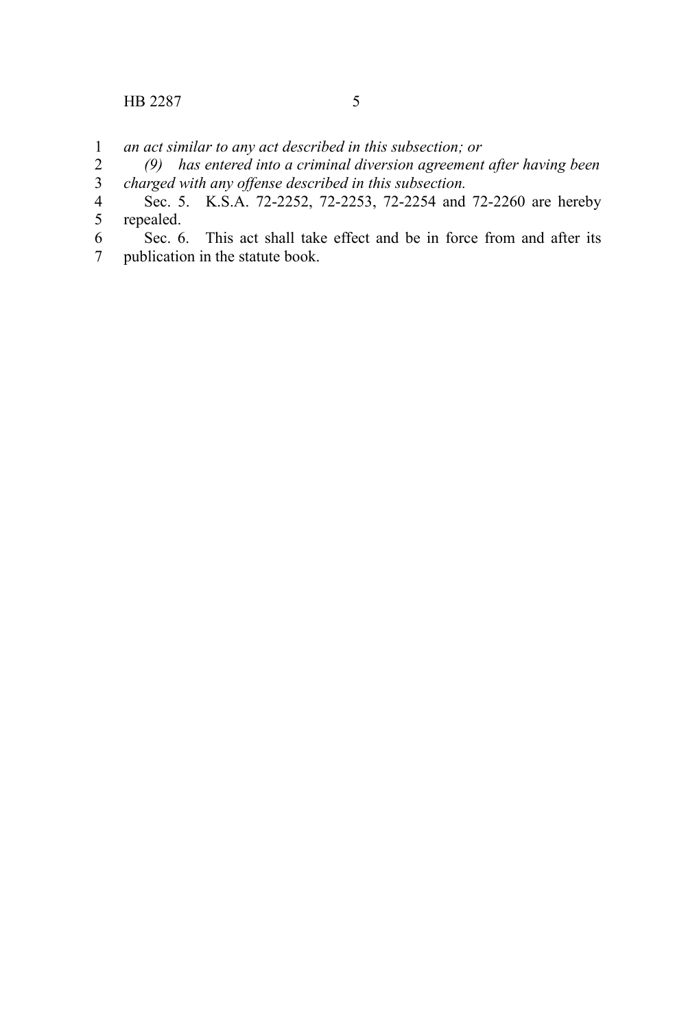*an act similar to any act described in this subsection; or*

*(9) has entered into a criminal diversion agreement after having been charged with any offense described in this subsection.*

Sec. 5. K.S.A. 72-2252, 72-2253, 72-2254 and 72-2260 are hereby repealed.

Sec. 6. This act shall take effect and be in force from and after its publication in the statute book.